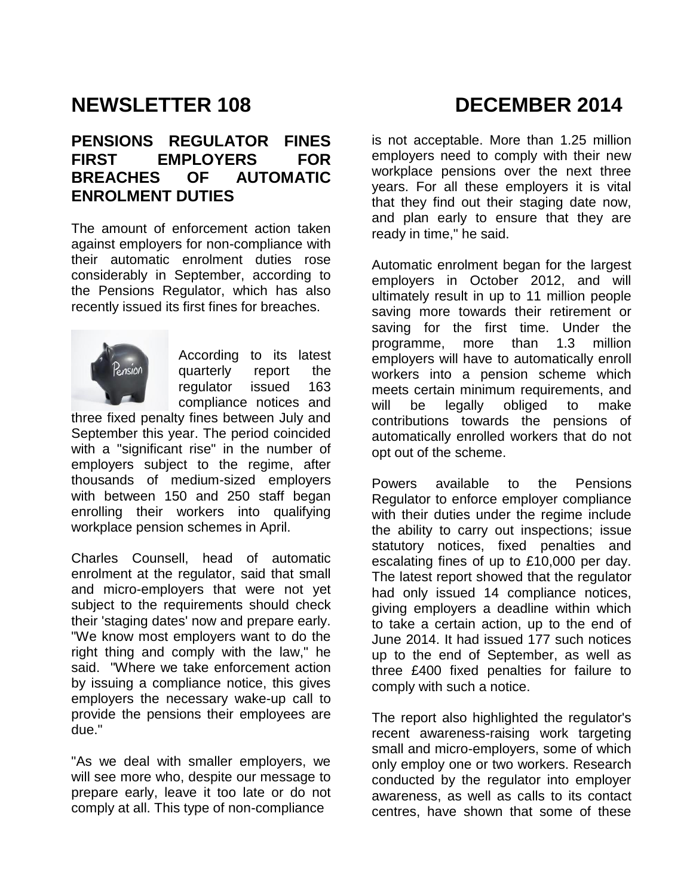# NEWSLETTER 108 DECEMBER 2014

## PENSIONS REGULATOR FINES FIRST EMPLOYERS FOR BREACHES OF AUTOMATIC ENROLMENT DUTIES

The amount of enforcement action taken against employers for non-compliance with their automatic enrolment duties rose considerably in September, according to the Pensions Regulator, which has also recently issued its first fines for breaches.

According to its latest quarterly report the regulator issued 163 compliance notices and three fixed penalty fines between July and September this year. The period coincided with a "significant rise" in the number of employers subject to the regime, after thousands of medium-sized employers with between 150 and 250 staff began enrolling their workers into qualifying workplace pension schemes in April.

Charles Counsell, head of automatic enrolment at the regulator, said that small and micro-employers that were not yet subject to the requirements should check their 'staging dates' now and prepare early. "We know most employers want to do the right thing and comply with the law," he said. "Where we take enforcement action by issuing a compliance notice, this gives employers the necessary wake-up call to provide the pensions their employees are due."

"As we deal with smaller employers, we will see more who, despite our message to prepare early, leave it too late or do not comply at all. This type of non-compliance is not acceptable. More than 1.25 million employers need to comply with their new workplace pensions over the next three years. For all these employers it is vital that they find out their staging date now, and plan early to ensure that they are ready in time," he said.

Automatic enrolment began for the largest employers in October 2012, and will ultimately result in up to 11 million people saving more towards their retirement or saving for the first time. Under the programme, more than 1.3 million employers will have to automatically enroll workers into a pension scheme which meets certain minimum requirements, and will be legally obliged to make contributions towards the pensions of automatically enrolled workers that do not opt out of the scheme.

Powers available to the Pensions Regulator to enforce employer compliance with their duties under the regime include the ability to carry out inspections; issue statutory notices, fixed penalties and escalating fines of up to £10,000 per day. The latest report showed that the regulator had only issued 14 compliance notices, giving employers a deadline within which to take a certain action, up to the end of June 2014. It had issued 177 such notices up to the end of September, as well as three £400 fixed penalties for failure to comply with such a notice.

The report also highlighted the regulator's recent awareness-raising work targeting small and micro-employers, some of which only employ one or two workers. Research conducted by the regulator into employer awareness, as well as calls to its contact centres, have shown that some of these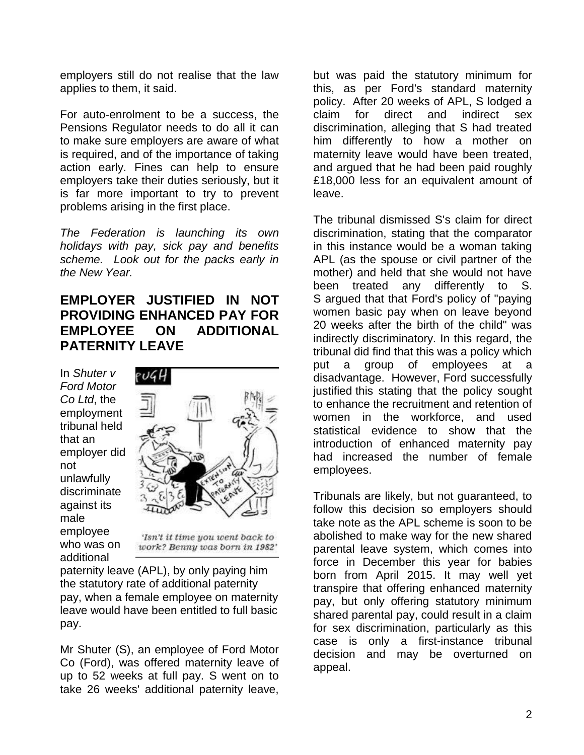employers still do not realise that the law applies to them, it said.

For auto-enrolment to be a success, the Pensions Regulator needs to do all it can to make sure employers are aware of what is required, and of the importance of taking action early. Fines can help to ensure employers take their duties seriously, but it is far more important to try to prevent problems arising in the first place.

*The Federation is launching its own holidays with pay, sick pay and benefits scheme. Look out for the packs early in the New Year.*

## EMPLOYER JUSTIFIED IN NOT PROVIDING ENHANCED PAY FOR EMPLOYEE ON ADDITIONAL PATERNITY LEAVE

In *Shuter v Ford Motor Co Ltd*, the employment tribunal held that an employer did not unlawfully discriminate against its male employee who was on additional paternity leave (APL), by only paying him the statutory rate of additional paternity pay, when a female employee on maternity leave would have been entitled to full basic pay.

'Isn't it time you went back to work? Benny was born in 1982'

Mr Shuter (S), an employee of Ford Motor Co (Ford), was offered maternity leave of up to 52 weeks at full pay. S went on to take 26 weeks' additional paternity leave, but was paid the statutory minimum for this, as per Ford's standard maternity policy. After 20 weeks of APL, S lodged a claim for direct and indirect sex discrimination, alleging that S had treated him differently to how a mother on maternity leave would have been treated, and argued that he had been paid roughly £18,000 less for an equivalent amount of leave.

The tribunal dismissed S's claim for direct discrimination, stating that the comparator in this instance would be a woman taking APL (as the spouse or civil partner of the mother) and held that she would not have been treated any differently to S. S argued that that Ford's policy of "paying women basic pay when on leave beyond 20 weeks after the birth of the child" was indirectly discriminatory. In this regard, the tribunal did find that this was a policy which put a group of employees at a disadvantage. However, Ford successfully justified this stating that the policy sought to enhance the recruitment and retention of women in the workforce, and used statistical evidence to show that the introduction of enhanced maternity pay had increased the number of female employees.

Tribunals are likely, but not guaranteed, to follow this decision so employers should take note as the APL scheme is soon to be abolished to make way for the new shared parental leave system, which comes into force in December this year for babies born from April 2015. It may well yet transpire that offering enhanced maternity pay, but only offering statutory minimum shared parental pay, could result in a claim for sex discrimination, particularly as this case is only a first-instance tribunal decision and may be overturned on appeal.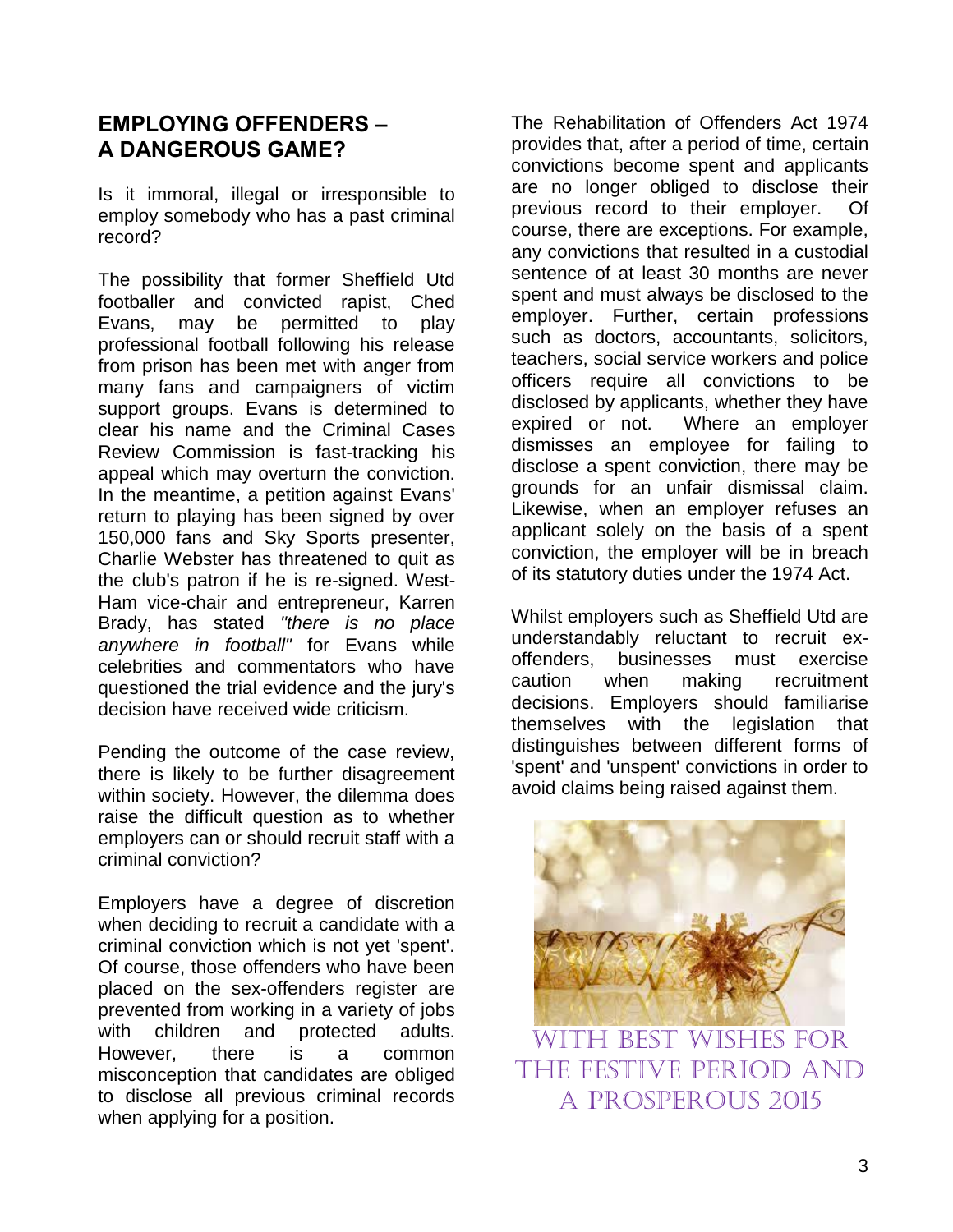## EMPLOYING OFFENDERS – A DANGEROUS GAME?

Is it immoral, illegal or irresponsible to employ somebody who has a past criminal record?

The possibility that former Sheffield Utd footballer and convicted rapist, Ched Evans, may be permitted to play professional football following his release from prison has been met with anger from many fans and campaigners of victim support groups. Evans is determined to clear his name and the Criminal Cases Review Commission is fast-tracking his appeal which may overturn the conviction. In the meantime, a petition against Evans' return to playing has been signed by over 150,000 fans and Sky Sports presenter, Charlie Webster has threatened to quit as the club's patron if he is re-signed. West-Ham vice-chair and entrepreneur, Karren Brady, has stated *"there is no place anywhere in football"* for Evans while celebrities and commentators who have questioned the trial evidence and the jury's decision have received wide criticism.

Pending the outcome of the case review, there is likely to be further disagreement within society. However, the dilemma does raise the difficult question as to whether employers can or should recruit staff with a criminal conviction?

Employers have a degree of discretion when deciding to recruit a candidate with a criminal conviction which is not yet 'spent'. Of course, those offenders who have been placed on the sex-offenders register are prevented from working in a variety of jobs with children and protected adults. However, there is a common misconception that candidates are obliged to disclose all previous criminal records when applying for a position.

The Rehabilitation of Offenders Act 1974 provides that, after a period of time, certain convictions become spent and applicants are no longer obliged to disclose their previous record to their employer. Of course, there are exceptions. For example, any convictions that resulted in a custodial sentence of at least 30 months are never spent and must always be disclosed to the employer. Further, certain professions such as doctors, accountants, solicitors, teachers, social service workers and police officers require all convictions to be disclosed by applicants, whether they have expired or not. Where an employer dismisses an employee for failing to disclose a spent conviction, there may be grounds for an unfair dismissal claim. Likewise, when an employer refuses an applicant solely on the basis of a spent conviction, the employer will be in breach of its statutory duties under the 1974 Act.

Whilst employers such as Sheffield Utd are understandably reluctant to recruit ex-offenders, businesses must exercise caution when making recruitment decisions. Employers should familiarise themselves with the legislation that distinguishes between different forms of 'spent' and 'unspent' convictions in order to avoid claims being raised against them.

WITH BEST WISHES FOR THE FESTIVE PERIOD AND A PROSPEROUS 2015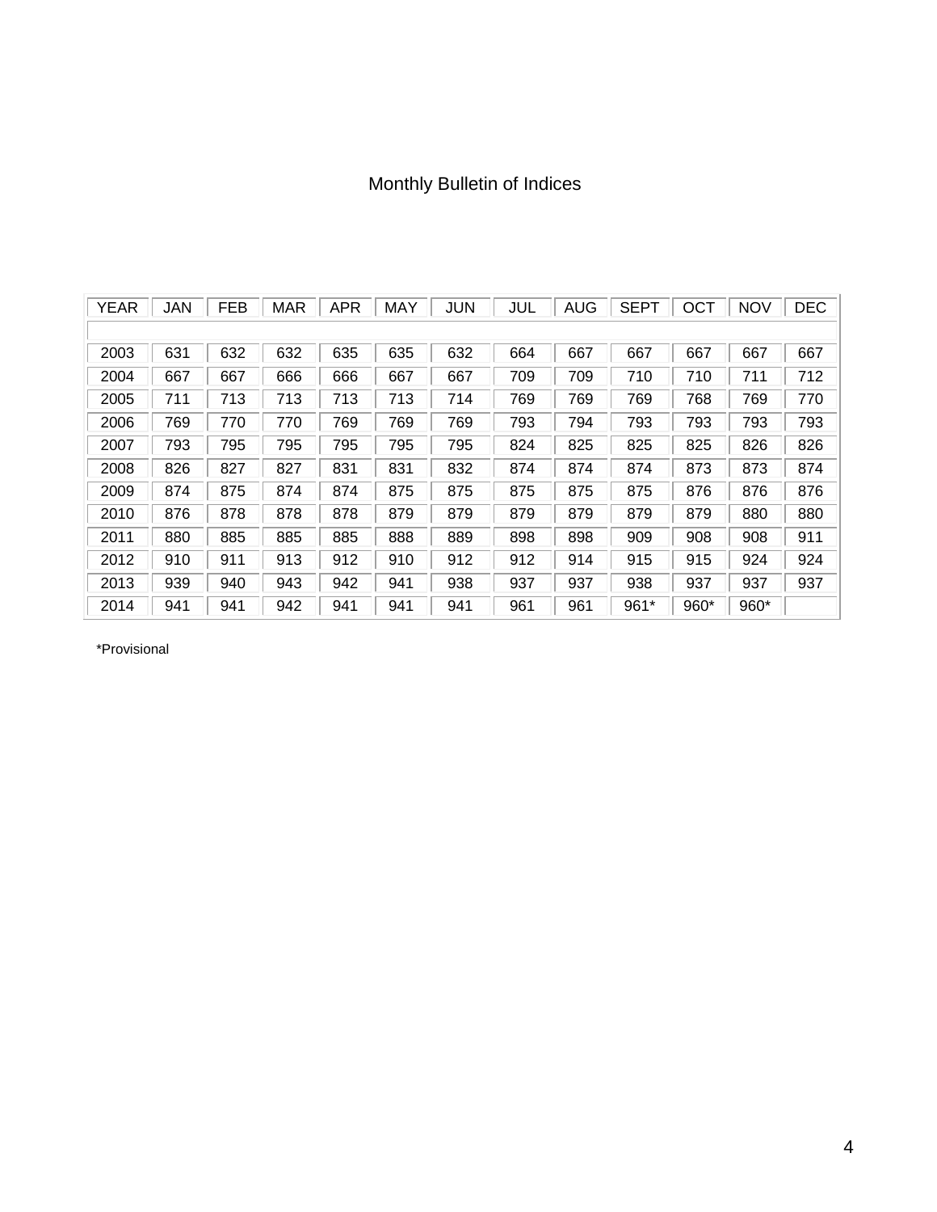Monthly Bulletin of Indices

| YEAR | JAN | FEB | MAR | APR | MAY | JUN | JUL | AUG | SEPT | OCT | NOV | DEC |
|---|---|---|---|---|---|---|---|---|---|---|---|---|
| 2003 | 631 | 632 | 632 | 635 | 635 | 632 | 664 | 667 | 667 | 667 | 667 | 667 |
| 2004 | 667 | 667 | 666 | 666 | 667 | 667 | 709 | 709 | 710 | 710 | 711 | 712 |
| 2005 | 711 | 713 | 713 | 713 | 713 | 714 | 769 | 769 | 769 | 768 | 769 | 770 |
| 2006 | 769 | 770 | 770 | 769 | 769 | 769 | 793 | 794 | 793 | 793 | 793 | 793 |
| 2007 | 793 | 795 | 795 | 795 | 795 | 795 | 824 | 825 | 825 | 825 | 826 | 826 |
| 2008 | 826 | 827 | 827 | 831 | 831 | 832 | 874 | 874 | 874 | 873 | 873 | 874 |
| 2009 | 874 | 875 | 874 | 874 | 875 | 875 | 875 | 875 | 875 | 876 | 876 | 876 |
| 2010 | 876 | 878 | 878 | 878 | 879 | 879 | 879 | 879 | 879 | 879 | 880 | 880 |
| 2011 | 880 | 885 | 885 | 885 | 888 | 889 | 898 | 898 | 909 | 908 | 908 | 911 |
| 2012 | 910 | 911 | 913 | 912 | 910 | 912 | 912 | 914 | 915 | 915 | 924 | 924 |
| 2013 | 939 | 940 | 943 | 942 | 941 | 938 | 937 | 937 | 938 | 937 | 937 | 937 |
| 2014 | 941 | 941 | 942 | 941 | 941 | 941 | 961 | 961 | 961* | 960* | 960* | |

*Provisional